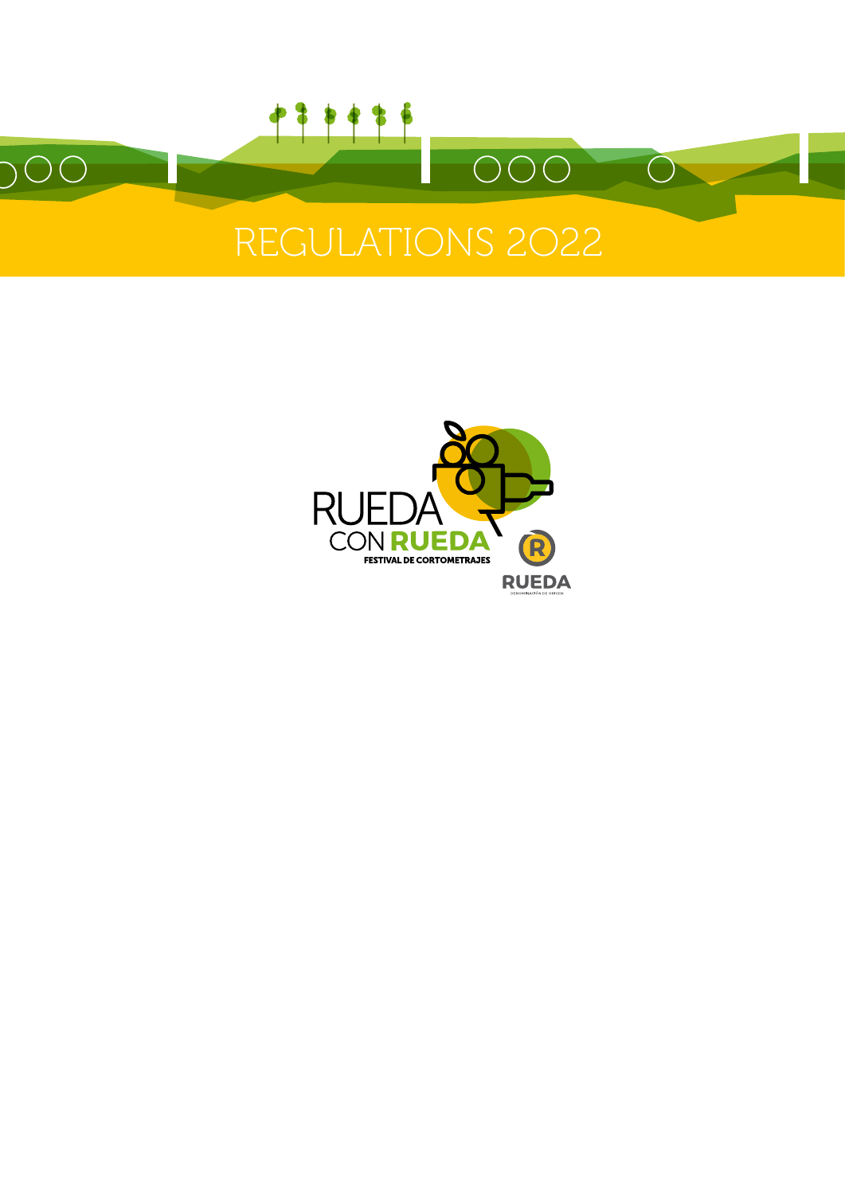# REGULATIONS 2022

RUEDA CON RUEDA

FESTIVAL DE CORTOMETRAJES

RUEDA

DENOMINACIÓN DE ORIGEN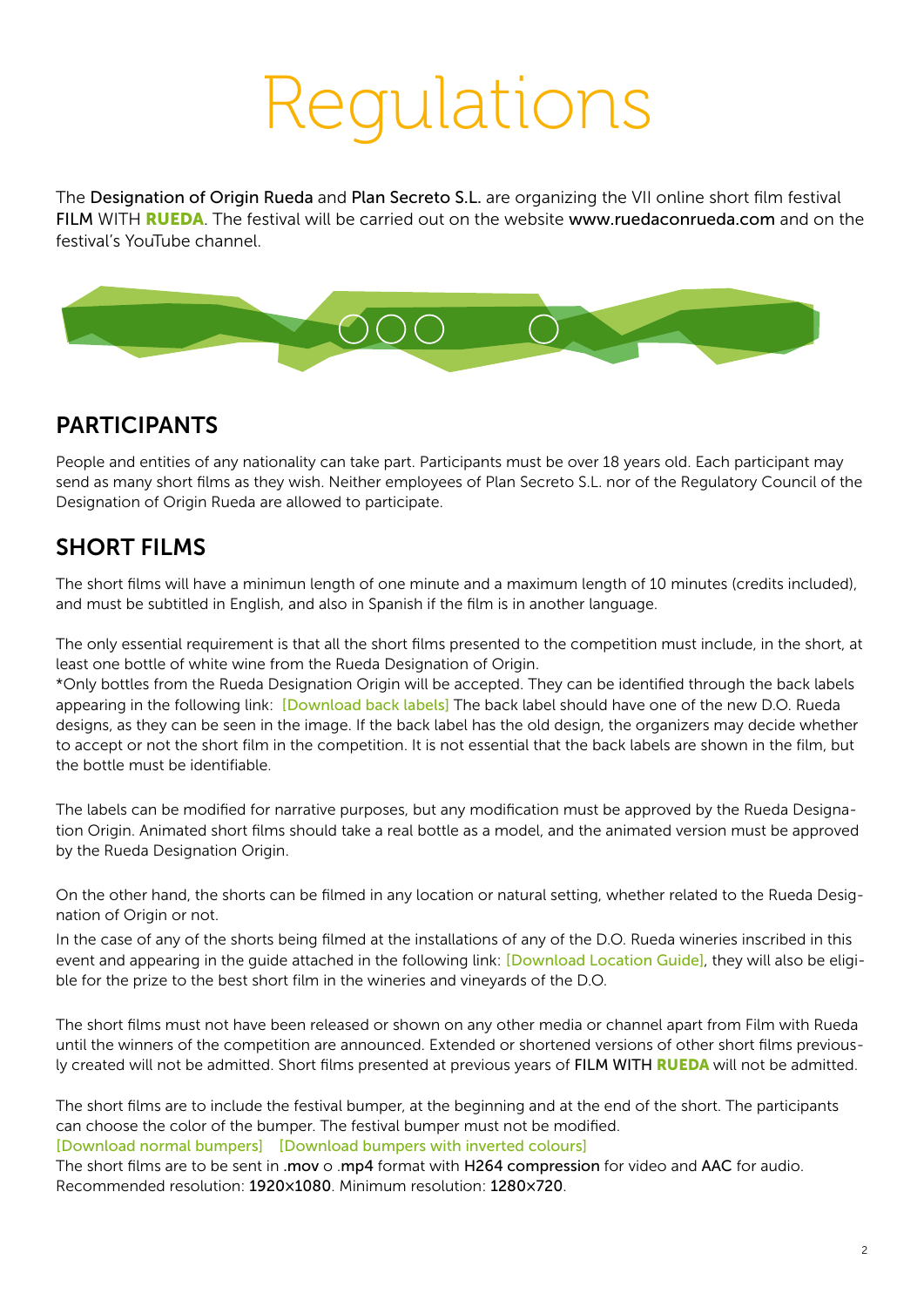# Regulations

The Designation of Origin Rueda and Plan Secreto S.L. are organizing the VII online short film festival FILM WITH **RUEDA**. The festival will be carried out on the website www.ruedaconrueda.com and on the festival's YouTube channel.

## PARTICIPANTS

People and entities of any nationality can take part. Participants must be over 18 years old. Each participant may send as many short films as they wish. Neither employees of Plan Secreto S.L. nor of the Regulatory Council of the Designation of Origin Rueda are allowed to participate.

## SHORT FILMS

The short films will have a minimun length of one minute and a maximum length of 10 minutes (credits included), and must be subtitled in English, and also in Spanish if the film is in another language.

The only essential requirement is that all the short films presented to the competition must include, in the short, at least one bottle of white wine from the Rueda Designation of Origin.
*Only bottles from the Rueda Designation Origin will be accepted. They can be identified through the back labels appearing in the following link: [Download back labels] The back label should have one of the new D.O. Rueda designs, as they can be seen in the image. If the back label has the old design, the organizers may decide whether to accept or not the short film in the competition. It is not essential that the back labels are shown in the film, but the bottle must be identifiable.

The labels can be modified for narrative purposes, but any modification must be approved by the Rueda Designation Origin. Animated short films should take a real bottle as a model, and the animated version must be approved by the Rueda Designation Origin.

On the other hand, the shorts can be filmed in any location or natural setting, whether related to the Rueda Designation of Origin or not.
In the case of any of the shorts being filmed at the installations of any of the D.O. Rueda wineries inscribed in this event and appearing in the guide attached in the following link: [Download Location Guide], they will also be eligible for the prize to the best short film in the wineries and vineyards of the D.O.

The short films must not have been released or shown on any other media or channel apart from Film with Rueda until the winners of the competition are announced. Extended or shortened versions of other short films previously created will not be admitted. Short films presented at previous years of FILM WITH **RUEDA** will not be admitted.

The short films are to include the festival bumper, at the beginning and at the end of the short. The participants can choose the color of the bumper. The festival bumper must not be modified.
[Download normal bumpers] [Download bumpers with inverted colours]
The short films are to be sent in .mov o .mp4 format with H264 compression for video and AAC for audio. Recommended resolution: 1920x1080. Minimum resolution: 1280x720.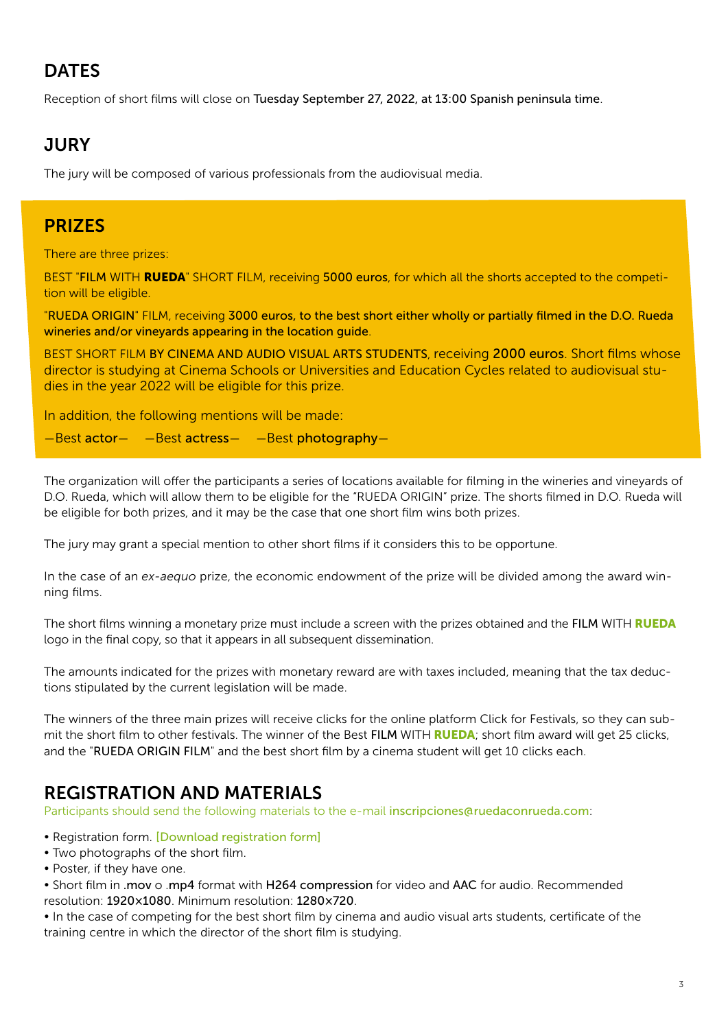## DATES

Reception of short films will close on **Tuesday September 27, 2022, at 13:00 Spanish peninsula time**.

## JURY

The jury will be composed of various professionals from the audiovisual media.

## PRIZES

There are three prizes:

BEST "**FILM** WITH **RUEDA**" SHORT FILM, receiving **5000 euros**, for which all the shorts accepted to the competition will be eligible.

"**RUEDA ORIGIN**" FILM, receiving **3000 euros, to the best short either wholly or partially filmed in the D.O. Rueda wineries and/or vineyards appearing in the location guide**.

BEST SHORT FILM **BY CINEMA AND AUDIO VISUAL ARTS STUDENTS**, receiving **2000 euros**. Short films whose director is studying at Cinema Schools or Universities and Education Cycles related to audiovisual studies in the year 2022 will be eligible for this prize.

In addition, the following mentions will be made:

—Best **actor**— —Best **actress**— —Best **photography**—

The organization will offer the participants a series of locations available for filming in the wineries and vineyards of D.O. Rueda, which will allow them to be eligible for the "RUEDA ORIGIN" prize. The shorts filmed in D.O. Rueda will be eligible for both prizes, and it may be the case that one short film wins both prizes.

The jury may grant a special mention to other short films if it considers this to be opportune.

In the case of an *ex-aequo* prize, the economic endowment of the prize will be divided among the award winning films.

The short films winning a monetary prize must include a screen with the prizes obtained and the FILM WITH **RUEDA** logo in the final copy, so that it appears in all subsequent dissemination.

The amounts indicated for the prizes with monetary reward are with taxes included, meaning that the tax deductions stipulated by the current legislation will be made.

The winners of the three main prizes will receive clicks for the online platform Click for Festivals, so they can submit the short film to other festivals. The winner of the Best FILM WITH **RUEDA**; short film award will get 25 clicks, and the "RUEDA ORIGIN FILM" and the best short film by a cinema student will get 10 clicks each.

## REGISTRATION AND MATERIALS

Participants should send the following materials to the e-mail inscripciones@ruedaconrueda.com:

- Registration form. [Download registration form]
- Two photographs of the short film.
- Poster, if they have one.
- Short film in **.mov** o **.mp4** format with **H264 compression** for video and **AAC** for audio. Recommended resolution: **1920x1080**. Minimum resolution: **1280x720**.
- In the case of competing for the best short film by cinema and audio visual arts students, certificate of the training centre in which the director of the short film is studying.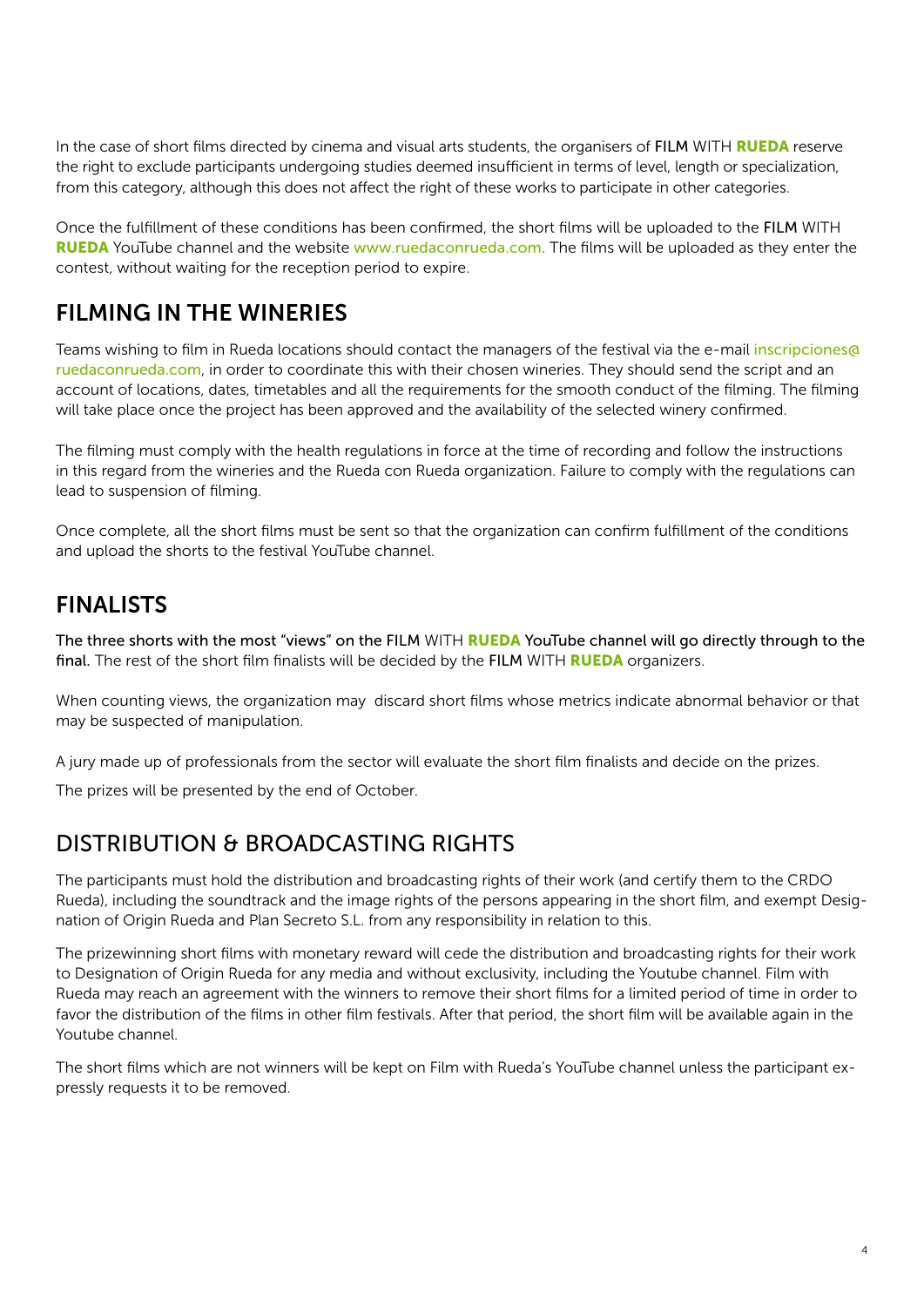In the case of short films directed by cinema and visual arts students, the organisers of **FILM** WITH **RUEDA** reserve the right to exclude participants undergoing studies deemed insufficient in terms of level, length or specialization, from this category, although this does not affect the right of these works to participate in other categories.

Once the fulfillment of these conditions has been confirmed, the short films will be uploaded to the **FILM** WITH **RUEDA** YouTube channel and the website www.ruedaconrueda.com. The films will be uploaded as they enter the contest, without waiting for the reception period to expire.

## FILMING IN THE WINERIES

Teams wishing to film in Rueda locations should contact the managers of the festival via the e-mail inscripciones@ruedaconrueda.com, in order to coordinate this with their chosen wineries. They should send the script and an account of locations, dates, timetables and all the requirements for the smooth conduct of the filming. The filming will take place once the project has been approved and the availability of the selected winery confirmed.

The filming must comply with the health regulations in force at the time of recording and follow the instructions in this regard from the wineries and the Rueda con Rueda organization. Failure to comply with the regulations can lead to suspension of filming.

Once complete, all the short films must be sent so that the organization can confirm fulfillment of the conditions and upload the shorts to the festival YouTube channel.

## FINALISTS

**The three shorts with the most "views" on the FILM WITH RUEDA YouTube channel will go directly through to the final.** The rest of the short film finalists will be decided by the **FILM** WITH **RUEDA** organizers.

When counting views, the organization may discard short films whose metrics indicate abnormal behavior or that may be suspected of manipulation.

A jury made up of professionals from the sector will evaluate the short film finalists and decide on the prizes.

The prizes will be presented by the end of October.

## DISTRIBUTION & BROADCASTING RIGHTS

The participants must hold the distribution and broadcasting rights of their work (and certify them to the CRDO Rueda), including the soundtrack and the image rights of the persons appearing in the short film, and exempt Designation of Origin Rueda and Plan Secreto S.L. from any responsibility in relation to this.

The prizewinning short films with monetary reward will cede the distribution and broadcasting rights for their work to Designation of Origin Rueda for any media and without exclusivity, including the Youtube channel. Film with Rueda may reach an agreement with the winners to remove their short films for a limited period of time in order to favor the distribution of the films in other film festivals. After that period, the short film will be available again in the Youtube channel.

The short films which are not winners will be kept on Film with Rueda's YouTube channel unless the participant expressly requests it to be removed.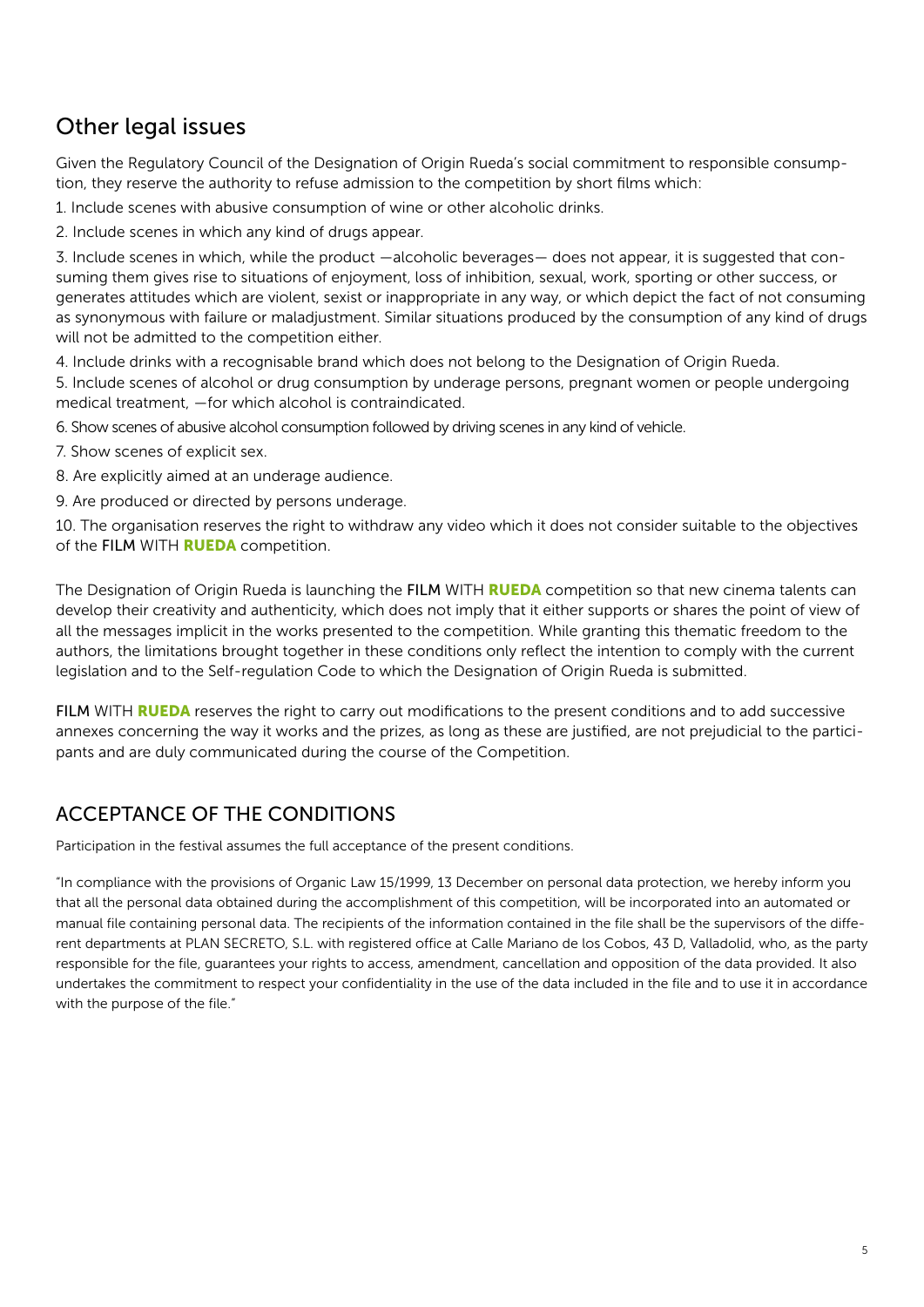## Other legal issues

Given the Regulatory Council of the Designation of Origin Rueda's social commitment to responsible consumption, they reserve the authority to refuse admission to the competition by short films which:

1. Include scenes with abusive consumption of wine or other alcoholic drinks.
2. Include scenes in which any kind of drugs appear.
3. Include scenes in which, while the product —alcoholic beverages— does not appear, it is suggested that consuming them gives rise to situations of enjoyment, loss of inhibition, sexual, work, sporting or other success, or generates attitudes which are violent, sexist or inappropriate in any way, or which depict the fact of not consuming as synonymous with failure or maladjustment. Similar situations produced by the consumption of any kind of drugs will not be admitted to the competition either.
4. Include drinks with a recognisable brand which does not belong to the Designation of Origin Rueda.
5. Include scenes of alcohol or drug consumption by underage persons, pregnant women or people undergoing medical treatment, —for which alcohol is contraindicated.
6. Show scenes of abusive alcohol consumption followed by driving scenes in any kind of vehicle.
7. Show scenes of explicit sex.
8. Are explicitly aimed at an underage audience.
9. Are produced or directed by persons underage.
10. The organisation reserves the right to withdraw any video which it does not consider suitable to the objectives of the FILM WITH **RUEDA** competition.

The Designation of Origin Rueda is launching the FILM WITH **RUEDA** competition so that new cinema talents can develop their creativity and authenticity, which does not imply that it either supports or shares the point of view of all the messages implicit in the works presented to the competition. While granting this thematic freedom to the authors, the limitations brought together in these conditions only reflect the intention to comply with the current legislation and to the Self-regulation Code to which the Designation of Origin Rueda is submitted.

FILM WITH **RUEDA** reserves the right to carry out modifications to the present conditions and to add successive annexes concerning the way it works and the prizes, as long as these are justified, are not prejudicial to the participants and are duly communicated during the course of the Competition.

## ACCEPTANCE OF THE CONDITIONS

Participation in the festival assumes the full acceptance of the present conditions.

"In compliance with the provisions of Organic Law 15/1999, 13 December on personal data protection, we hereby inform you that all the personal data obtained during the accomplishment of this competition, will be incorporated into an automated or manual file containing personal data. The recipients of the information contained in the file shall be the supervisors of the different departments at PLAN SECRETO, S.L. with registered office at Calle Mariano de los Cobos, 43 D, Valladolid, who, as the party responsible for the file, guarantees your rights to access, amendment, cancellation and opposition of the data provided. It also undertakes the commitment to respect your confidentiality in the use of the data included in the file and to use it in accordance with the purpose of the file."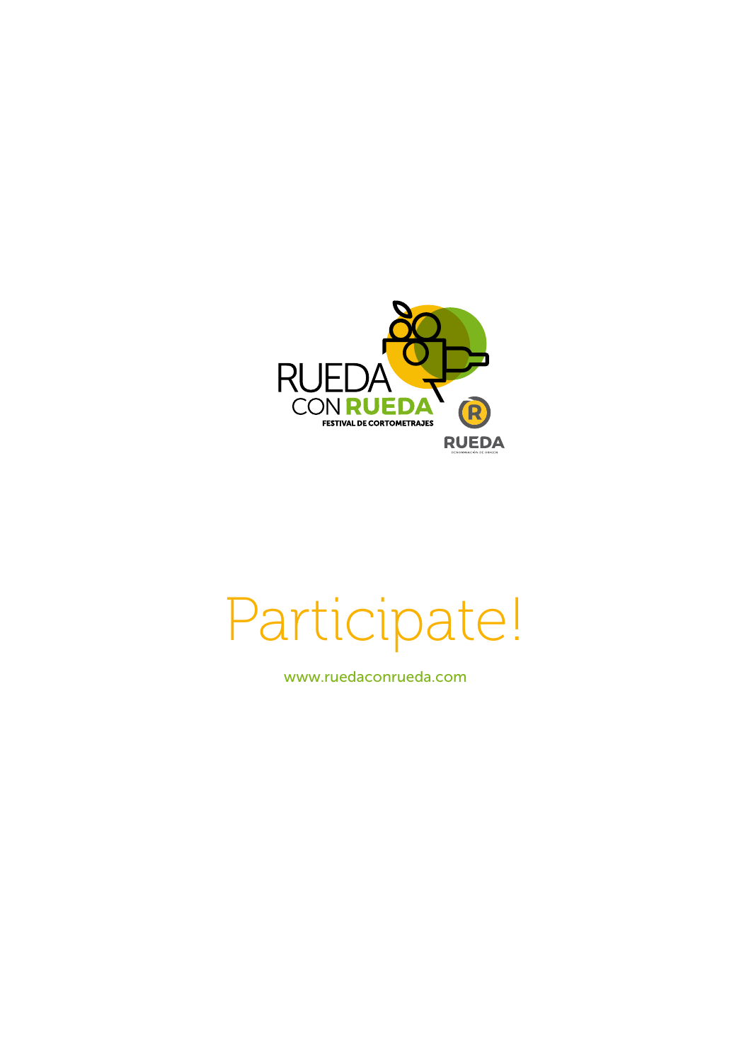RUEDA CON RUEDA

FESTIVAL DE CORTOMETRAJES

RUEDA

DENOMINACIÓN DE ORIGEN

# Participate!

www.ruedaconrueda.com